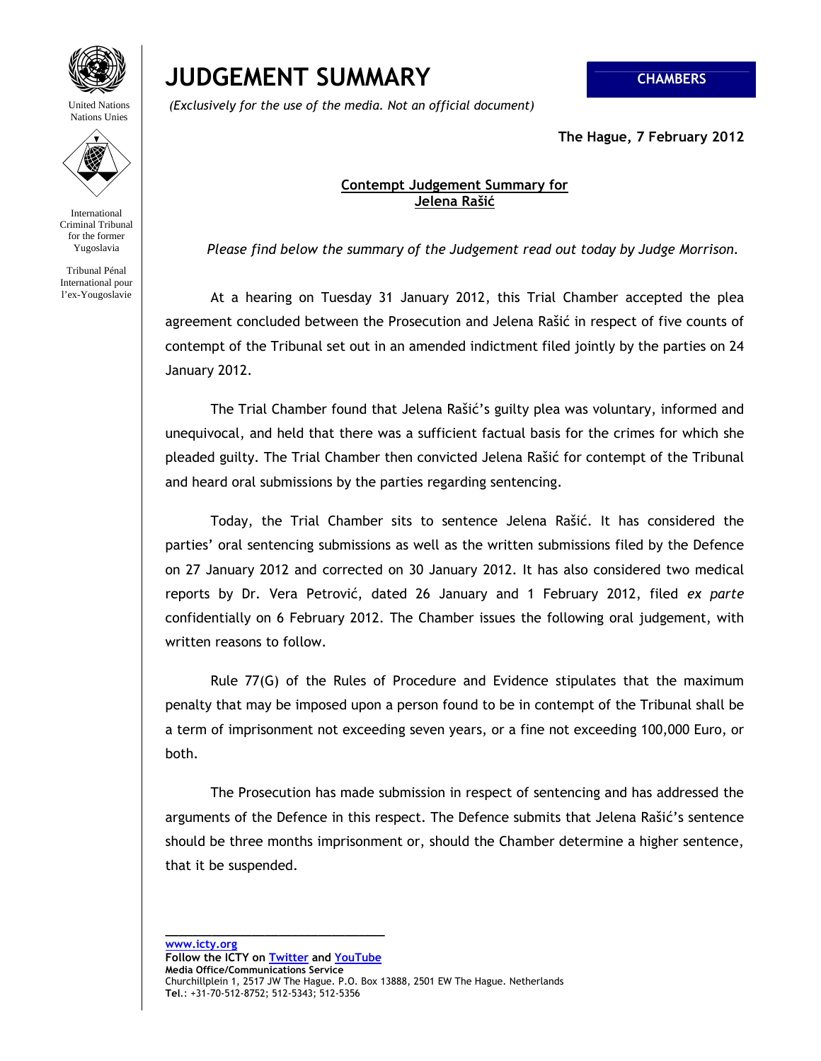United Nations
Nations Unies

International Criminal Tribunal for the former Yugoslavia

Tribunal Pénal International pour l'ex-Yougoslavie

# JUDGEMENT SUMMARY

**CHAMBERS**

*(Exclusively for the use of the media. Not an official document)*

**The Hague, 7 February 2012**

**Contempt Judgement Summary for Jelena Rašić**

*Please find below the summary of the Judgement read out today by Judge Morrison.*

At a hearing on Tuesday 31 January 2012, this Trial Chamber accepted the plea agreement concluded between the Prosecution and Jelena Rašić in respect of five counts of contempt of the Tribunal set out in an amended indictment filed jointly by the parties on 24 January 2012.

The Trial Chamber found that Jelena Rašić's guilty plea was voluntary, informed and unequivocal, and held that there was a sufficient factual basis for the crimes for which she pleaded guilty. The Trial Chamber then convicted Jelena Rašić for contempt of the Tribunal and heard oral submissions by the parties regarding sentencing.

Today, the Trial Chamber sits to sentence Jelena Rašić. It has considered the parties' oral sentencing submissions as well as the written submissions filed by the Defence on 27 January 2012 and corrected on 30 January 2012. It has also considered two medical reports by Dr. Vera Petrović, dated 26 January and 1 February 2012, filed *ex parte* confidentially on 6 February 2012. The Chamber issues the following oral judgement, with written reasons to follow.

Rule 77(G) of the Rules of Procedure and Evidence stipulates that the maximum penalty that may be imposed upon a person found to be in contempt of the Tribunal shall be a term of imprisonment not exceeding seven years, or a fine not exceeding 100,000 Euro, or both.

The Prosecution has made submission in respect of sentencing and has addressed the arguments of the Defence in this respect. The Defence submits that Jelena Rašić's sentence should be three months imprisonment or, should the Chamber determine a higher sentence, that it be suspended.

---

**www.icty.org**
**Follow the ICTY on Twitter and YouTube**
**Media Office/Communications Service**
Churchillplein 1, 2517 JW The Hague. P.O. Box 13888, 2501 EW The Hague. Netherlands
**Tel.**: +31-70-512-8752; 512-5343; 512-5356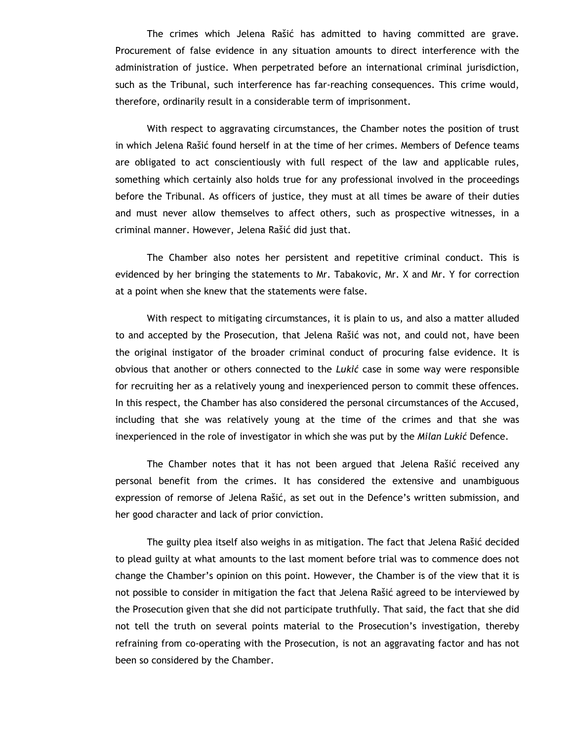The crimes which Jelena Rašić has admitted to having committed are grave. Procurement of false evidence in any situation amounts to direct interference with the administration of justice. When perpetrated before an international criminal jurisdiction, such as the Tribunal, such interference has far-reaching consequences. This crime would, therefore, ordinarily result in a considerable term of imprisonment.

With respect to aggravating circumstances, the Chamber notes the position of trust in which Jelena Rašić found herself in at the time of her crimes. Members of Defence teams are obligated to act conscientiously with full respect of the law and applicable rules, something which certainly also holds true for any professional involved in the proceedings before the Tribunal. As officers of justice, they must at all times be aware of their duties and must never allow themselves to affect others, such as prospective witnesses, in a criminal manner. However, Jelena Rašić did just that.

The Chamber also notes her persistent and repetitive criminal conduct. This is evidenced by her bringing the statements to Mr. Tabakovic, Mr. X and Mr. Y for correction at a point when she knew that the statements were false.

With respect to mitigating circumstances, it is plain to us, and also a matter alluded to and accepted by the Prosecution, that Jelena Rašić was not, and could not, have been the original instigator of the broader criminal conduct of procuring false evidence. It is obvious that another or others connected to the *Lukić* case in some way were responsible for recruiting her as a relatively young and inexperienced person to commit these offences. In this respect, the Chamber has also considered the personal circumstances of the Accused, including that she was relatively young at the time of the crimes and that she was inexperienced in the role of investigator in which she was put by the *Milan Lukić* Defence.

The Chamber notes that it has not been argued that Jelena Rašić received any personal benefit from the crimes. It has considered the extensive and unambiguous expression of remorse of Jelena Rašić, as set out in the Defence's written submission, and her good character and lack of prior conviction.

The guilty plea itself also weighs in as mitigation. The fact that Jelena Rašić decided to plead guilty at what amounts to the last moment before trial was to commence does not change the Chamber's opinion on this point. However, the Chamber is of the view that it is not possible to consider in mitigation the fact that Jelena Rašić agreed to be interviewed by the Prosecution given that she did not participate truthfully. That said, the fact that she did not tell the truth on several points material to the Prosecution's investigation, thereby refraining from co-operating with the Prosecution, is not an aggravating factor and has not been so considered by the Chamber.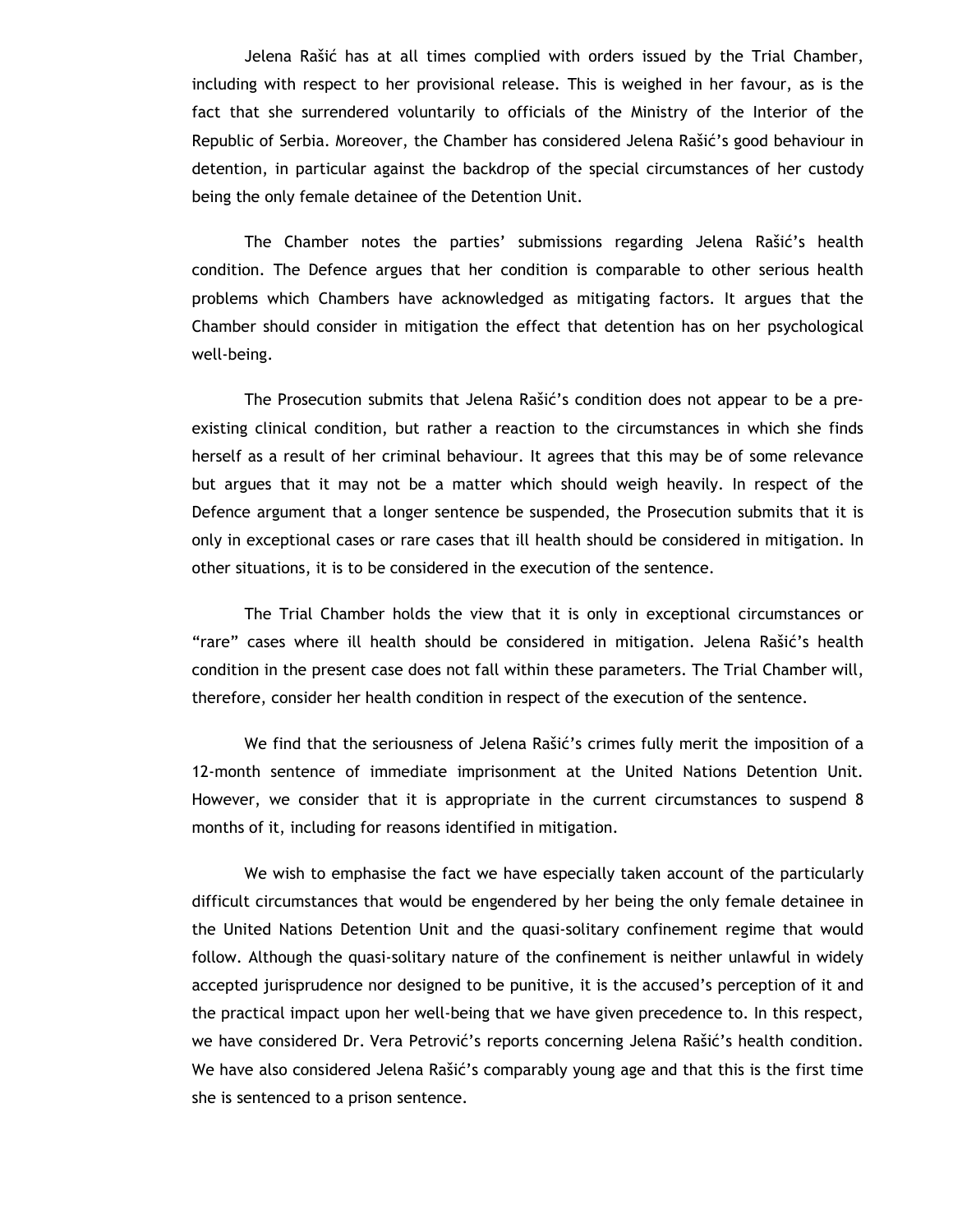Jelena Rašić has at all times complied with orders issued by the Trial Chamber, including with respect to her provisional release. This is weighed in her favour, as is the fact that she surrendered voluntarily to officials of the Ministry of the Interior of the Republic of Serbia. Moreover, the Chamber has considered Jelena Rašić's good behaviour in detention, in particular against the backdrop of the special circumstances of her custody being the only female detainee of the Detention Unit.

The Chamber notes the parties' submissions regarding Jelena Rašić's health condition. The Defence argues that her condition is comparable to other serious health problems which Chambers have acknowledged as mitigating factors. It argues that the Chamber should consider in mitigation the effect that detention has on her psychological well-being.

The Prosecution submits that Jelena Rašić's condition does not appear to be a pre-existing clinical condition, but rather a reaction to the circumstances in which she finds herself as a result of her criminal behaviour. It agrees that this may be of some relevance but argues that it may not be a matter which should weigh heavily. In respect of the Defence argument that a longer sentence be suspended, the Prosecution submits that it is only in exceptional cases or rare cases that ill health should be considered in mitigation. In other situations, it is to be considered in the execution of the sentence.

The Trial Chamber holds the view that it is only in exceptional circumstances or "rare" cases where ill health should be considered in mitigation. Jelena Rašić's health condition in the present case does not fall within these parameters. The Trial Chamber will, therefore, consider her health condition in respect of the execution of the sentence.

We find that the seriousness of Jelena Rašić's crimes fully merit the imposition of a 12-month sentence of immediate imprisonment at the United Nations Detention Unit. However, we consider that it is appropriate in the current circumstances to suspend 8 months of it, including for reasons identified in mitigation.

We wish to emphasise the fact we have especially taken account of the particularly difficult circumstances that would be engendered by her being the only female detainee in the United Nations Detention Unit and the quasi-solitary confinement regime that would follow. Although the quasi-solitary nature of the confinement is neither unlawful in widely accepted jurisprudence nor designed to be punitive, it is the accused's perception of it and the practical impact upon her well-being that we have given precedence to. In this respect, we have considered Dr. Vera Petrović's reports concerning Jelena Rašić's health condition. We have also considered Jelena Rašić's comparably young age and that this is the first time she is sentenced to a prison sentence.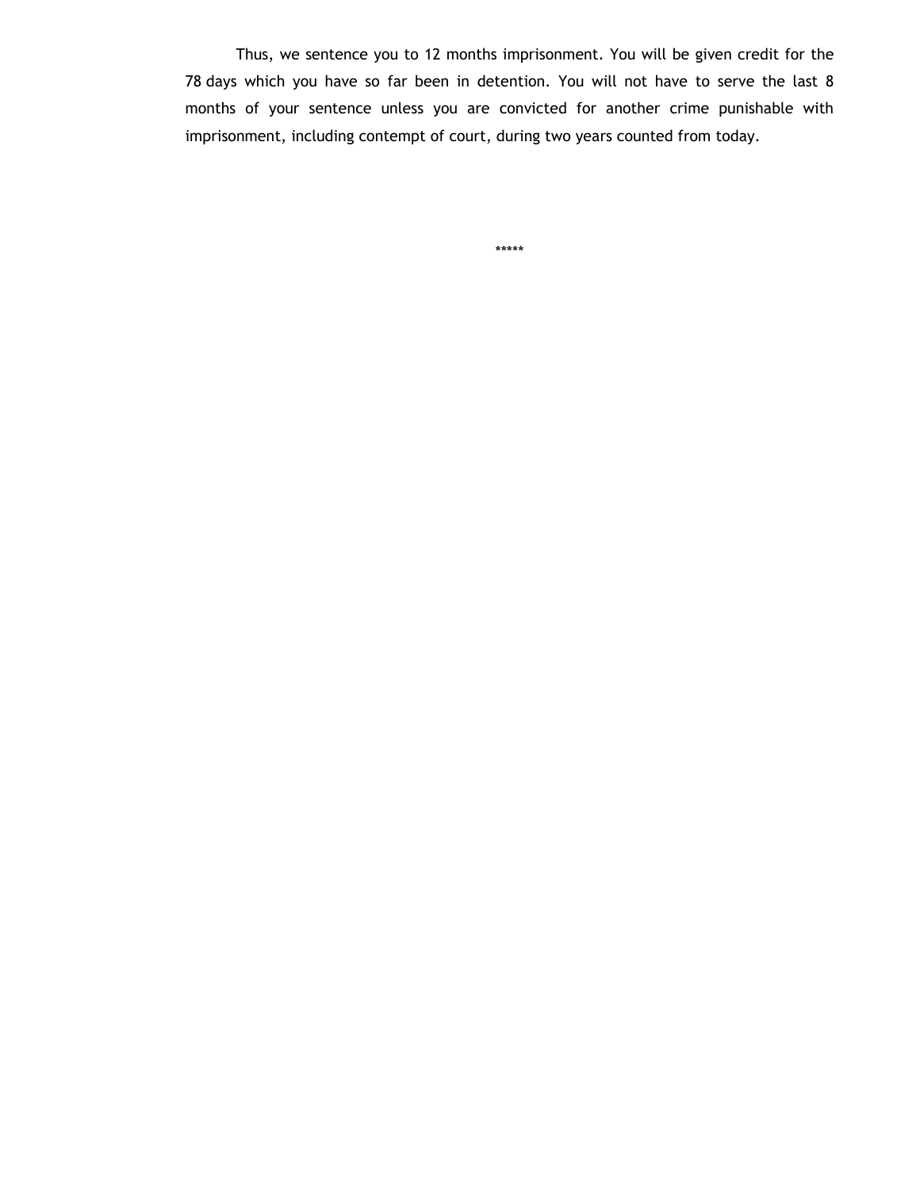Thus, we sentence you to 12 months imprisonment. You will be given credit for the 78 days which you have so far been in detention. You will not have to serve the last 8 months of your sentence unless you are convicted for another crime punishable with imprisonment, including contempt of court, during two years counted from today.

*****